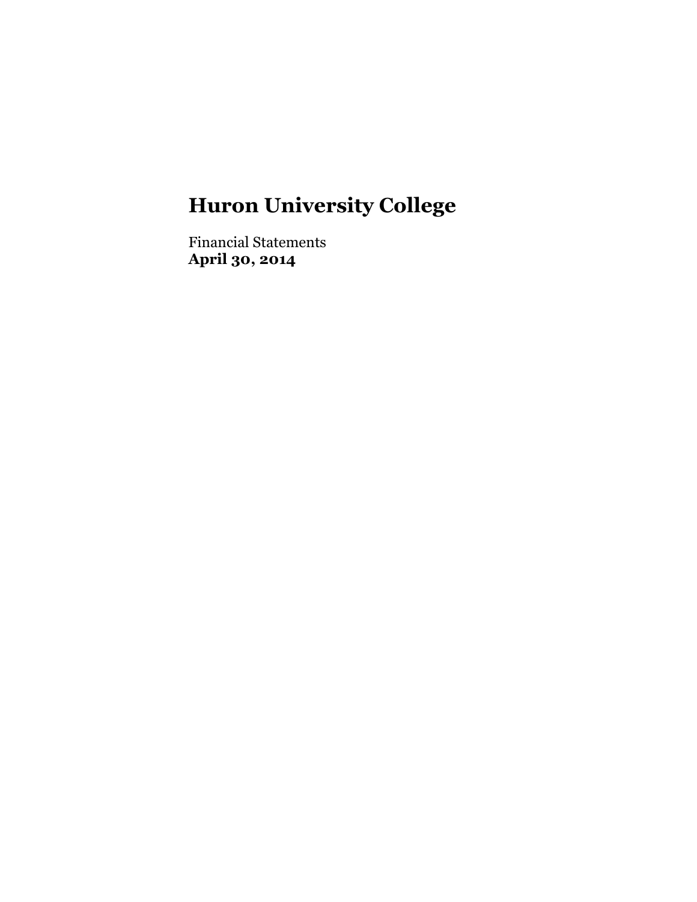# Huron University College

Financial Statements
**April 30, 2014**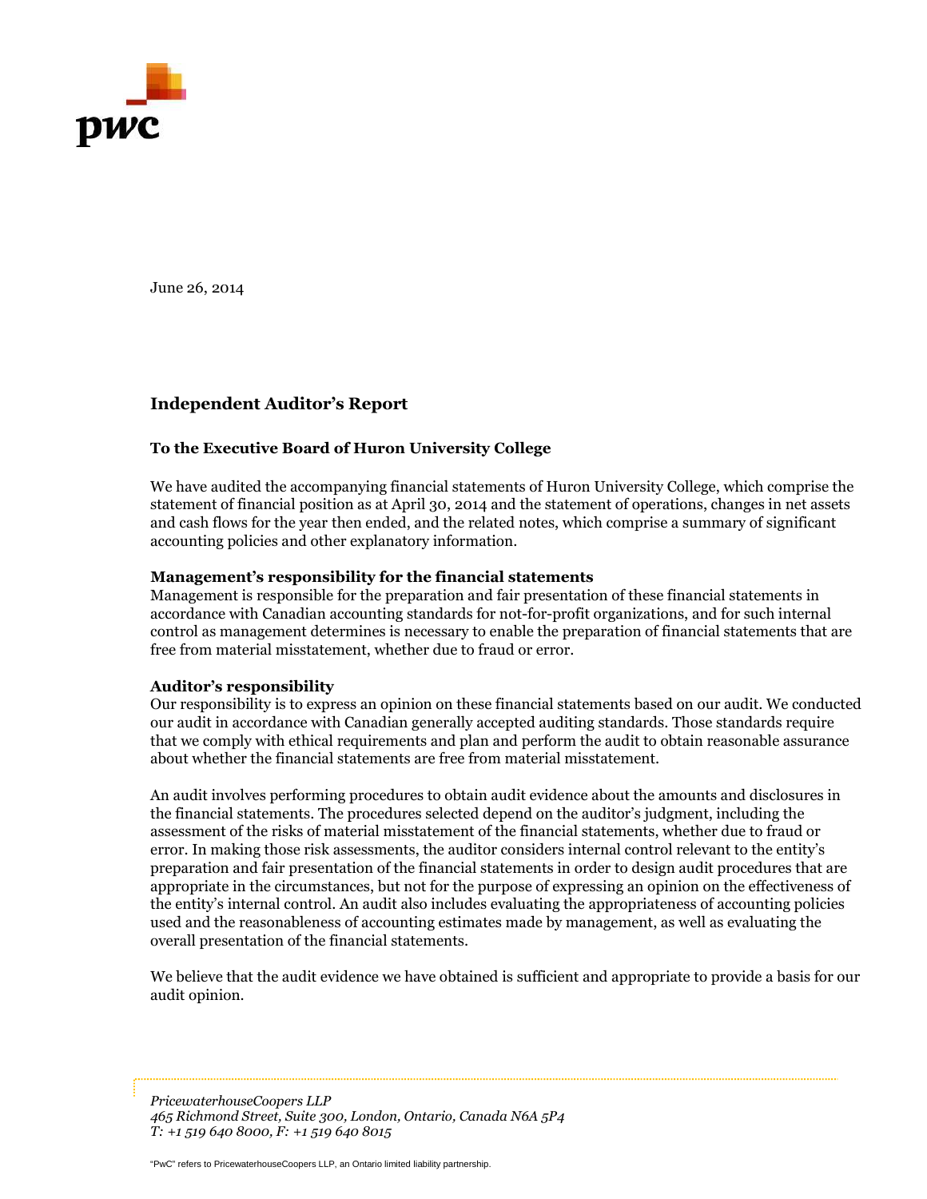June 26, 2014

## Independent Auditor's Report

### To the Executive Board of Huron University College

We have audited the accompanying financial statements of Huron University College, which comprise the statement of financial position as at April 30, 2014 and the statement of operations, changes in net assets and cash flows for the year then ended, and the related notes, which comprise a summary of significant accounting policies and other explanatory information.

**Management's responsibility for the financial statements**
Management is responsible for the preparation and fair presentation of these financial statements in accordance with Canadian accounting standards for not-for-profit organizations, and for such internal control as management determines is necessary to enable the preparation of financial statements that are free from material misstatement, whether due to fraud or error.

**Auditor's responsibility**
Our responsibility is to express an opinion on these financial statements based on our audit. We conducted our audit in accordance with Canadian generally accepted auditing standards. Those standards require that we comply with ethical requirements and plan and perform the audit to obtain reasonable assurance about whether the financial statements are free from material misstatement.

An audit involves performing procedures to obtain audit evidence about the amounts and disclosures in the financial statements. The procedures selected depend on the auditor's judgment, including the assessment of the risks of material misstatement of the financial statements, whether due to fraud or error. In making those risk assessments, the auditor considers internal control relevant to the entity's preparation and fair presentation of the financial statements in order to design audit procedures that are appropriate in the circumstances, but not for the purpose of expressing an opinion on the effectiveness of the entity's internal control. An audit also includes evaluating the appropriateness of accounting policies used and the reasonableness of accounting estimates made by management, as well as evaluating the overall presentation of the financial statements.

We believe that the audit evidence we have obtained is sufficient and appropriate to provide a basis for our audit opinion.

*PricewaterhouseCoopers LLP*
*465 Richmond Street, Suite 300, London, Ontario, Canada N6A 5P4*
*T: +1 519 640 8000, F: +1 519 640 8015*

"PwC" refers to PricewaterhouseCoopers LLP, an Ontario limited liability partnership.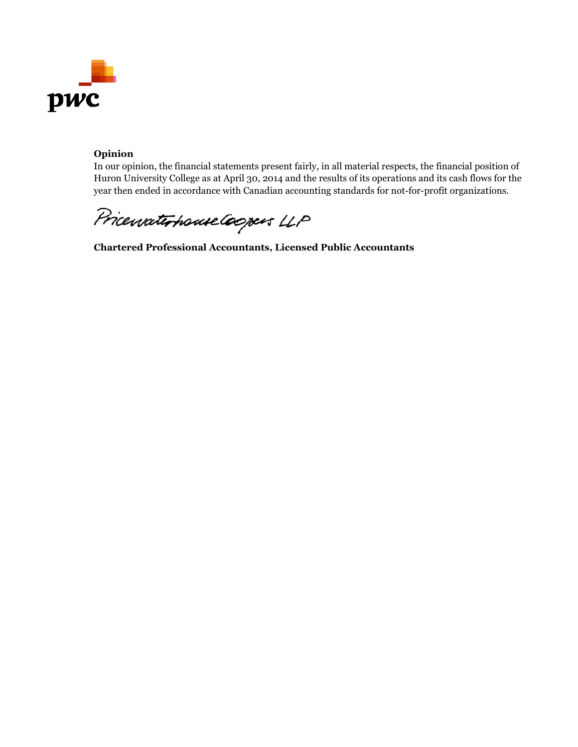**Opinion**

In our opinion, the financial statements present fairly, in all material respects, the financial position of Huron University College as at April 30, 2014 and the results of its operations and its cash flows for the year then ended in accordance with Canadian accounting standards for not-for-profit organizations.

PricewaterhouseCoopers LLP

**Chartered Professional Accountants, Licensed Public Accountants**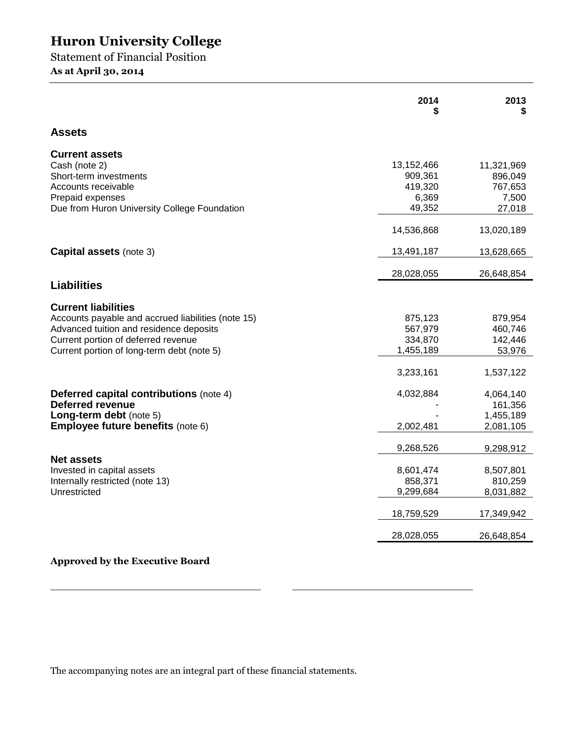# Huron University College

Statement of Financial Position

**As at April 30, 2014**

| | 2014<br>$ | 2013<br>$ |
|---|---|---|
| **Assets** | | |
| **Current assets** | | |
| Cash (note 2) | 13,152,466 | 11,321,969 |
| Short-term investments | 909,361 | 896,049 |
| Accounts receivable | 419,320 | 767,653 |
| Prepaid expenses | 6,369 | 7,500 |
| Due from Huron University College Foundation | 49,352 | 27,018 |
| | 14,536,868 | 13,020,189 |
| **Capital assets** (note 3) | 13,491,187 | 13,628,665 |
| | 28,028,055 | 26,648,854 |
| **Liabilities** | | |
| **Current liabilities** | | |
| Accounts payable and accrued liabilities (note 15) | 875,123 | 879,954 |
| Advanced tuition and residence deposits | 567,979 | 460,746 |
| Current portion of deferred revenue | 334,870 | 142,446 |
| Current portion of long-term debt (note 5) | 1,455,189 | 53,976 |
| | 3,233,161 | 1,537,122 |
| **Deferred capital contributions** (note 4) | 4,032,884 | 4,064,140 |
| **Deferred revenue** | - | 161,356 |
| **Long-term debt** (note 5) | - | 1,455,189 |
| **Employee future benefits** (note 6) | 2,002,481 | 2,081,105 |
| | 9,268,526 | 9,298,912 |
| **Net assets** | | |
| Invested in capital assets | 8,601,474 | 8,507,801 |
| Internally restricted (note 13) | 858,371 | 810,259 |
| Unrestricted | 9,299,684 | 8,031,882 |
| | 18,759,529 | 17,349,942 |
| | 28,028,055 | 26,648,854 |

**Approved by the Executive Board**

\_\_\_\_\_\_\_\_\_\_\_\_\_\_\_\_\_\_\_\_\_\_\_\_\_\_\_\_\_\_\_\_\_\_\_\_ \_\_\_\_\_\_\_\_\_\_\_\_\_\_\_\_\_\_\_\_\_\_\_\_\_\_\_\_\_\_\_\_

The accompanying notes are an integral part of these financial statements.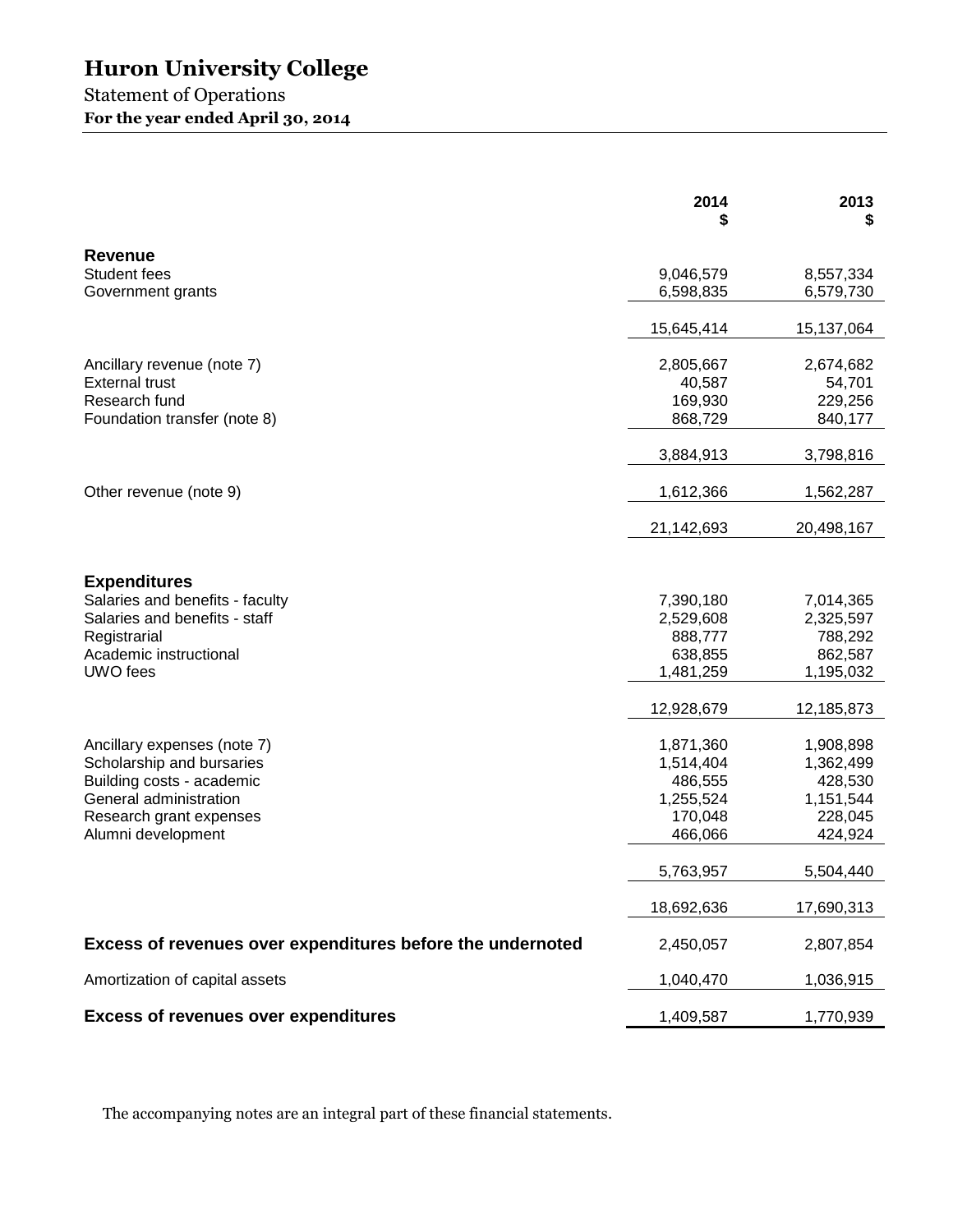# Huron University College

Statement of Operations

**For the year ended April 30, 2014**

| | 2014<br>$ | 2013<br>$ |
|---|---|---|
| **Revenue** | | |
| Student fees | 9,046,579 | 8,557,334 |
| Government grants | 6,598,835 | 6,579,730 |
| | 15,645,414 | 15,137,064 |
| Ancillary revenue (note 7) | 2,805,667 | 2,674,682 |
| External trust | 40,587 | 54,701 |
| Research fund | 169,930 | 229,256 |
| Foundation transfer (note 8) | 868,729 | 840,177 |
| | 3,884,913 | 3,798,816 |
| Other revenue (note 9) | 1,612,366 | 1,562,287 |
| | 21,142,693 | 20,498,167 |
| **Expenditures** | | |
| Salaries and benefits - faculty | 7,390,180 | 7,014,365 |
| Salaries and benefits - staff | 2,529,608 | 2,325,597 |
| Registrarial | 888,777 | 788,292 |
| Academic instructional | 638,855 | 862,587 |
| UWO fees | 1,481,259 | 1,195,032 |
| | 12,928,679 | 12,185,873 |
| Ancillary expenses (note 7) | 1,871,360 | 1,908,898 |
| Scholarship and bursaries | 1,514,404 | 1,362,499 |
| Building costs - academic | 486,555 | 428,530 |
| General administration | 1,255,524 | 1,151,544 |
| Research grant expenses | 170,048 | 228,045 |
| Alumni development | 466,066 | 424,924 |
| | 5,763,957 | 5,504,440 |
| | 18,692,636 | 17,690,313 |
| **Excess of revenues over expenditures before the undernoted** | 2,450,057 | 2,807,854 |
| Amortization of capital assets | 1,040,470 | 1,036,915 |
| **Excess of revenues over expenditures** | 1,409,587 | 1,770,939 |

The accompanying notes are an integral part of these financial statements.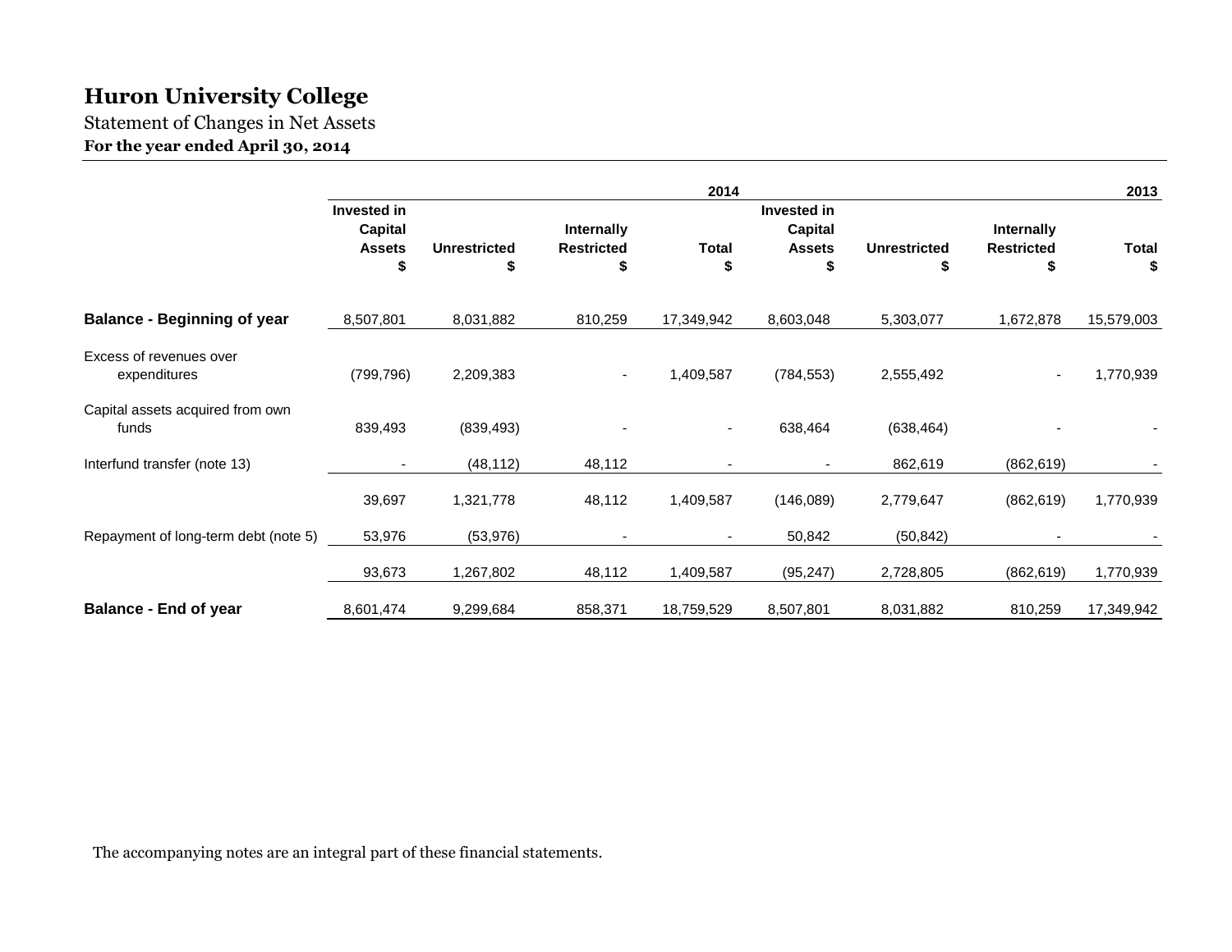# Huron University College

Statement of Changes in Net Assets

**For the year ended April 30, 2014**

| | 2014 | | | | 2013 | | | |
|---|---|---|---|---|---|---|---|---|
| | Invested in Capital Assets $ | Unrestricted $ | Internally Restricted $ | Total $ | Invested in Capital Assets $ | Unrestricted $ | Internally Restricted $ | Total $ |
| **Balance - Beginning of year** | 8,507,801 | 8,031,882 | 810,259 | 17,349,942 | 8,603,048 | 5,303,077 | 1,672,878 | 15,579,003 |
| Excess of revenues over expenditures | (799,796) | 2,209,383 | - | 1,409,587 | (784,553) | 2,555,492 | - | 1,770,939 |
| Capital assets acquired from own funds | 839,493 | (839,493) | - | - | 638,464 | (638,464) | - | - |
| Interfund transfer (note 13) | - | (48,112) | 48,112 | - | - | 862,619 | (862,619) | - |
| | 39,697 | 1,321,778 | 48,112 | 1,409,587 | (146,089) | 2,779,647 | (862,619) | 1,770,939 |
| Repayment of long-term debt (note 5) | 53,976 | (53,976) | - | - | 50,842 | (50,842) | - | - |
| | 93,673 | 1,267,802 | 48,112 | 1,409,587 | (95,247) | 2,728,805 | (862,619) | 1,770,939 |
| **Balance - End of year** | 8,601,474 | 9,299,684 | 858,371 | 18,759,529 | 8,507,801 | 8,031,882 | 810,259 | 17,349,942 |

The accompanying notes are an integral part of these financial statements.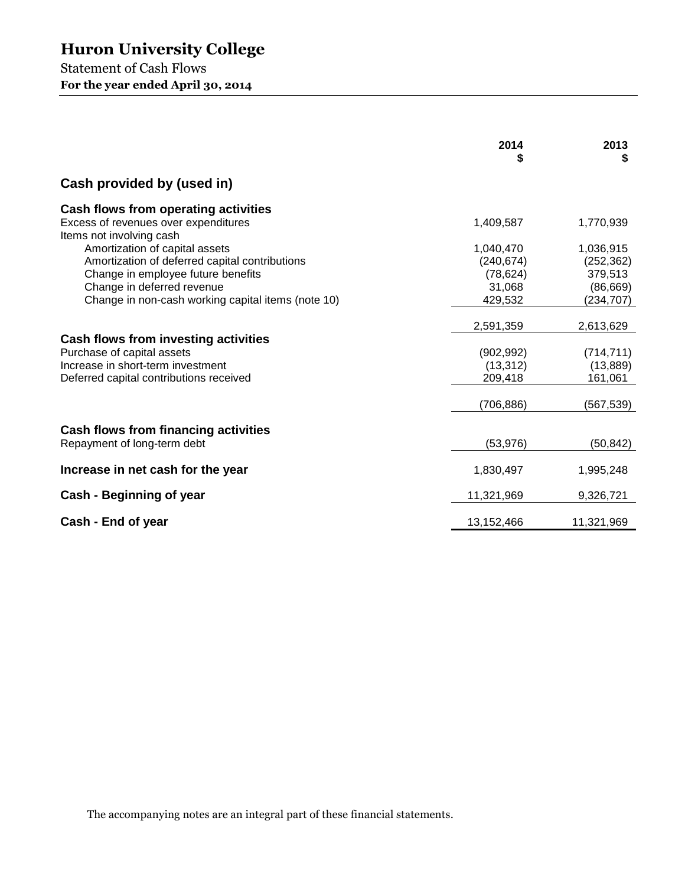# Huron University College

Statement of Cash Flows

**For the year ended April 30, 2014**

| | 2014<br>$ | 2013<br>$ |
|---|---|---|
| **Cash provided by (used in)** | | |
| **Cash flows from operating activities** | | |
| Excess of revenues over expenditures | 1,409,587 | 1,770,939 |
| Items not involving cash | | |
| Amortization of capital assets | 1,040,470 | 1,036,915 |
| Amortization of deferred capital contributions | (240,674) | (252,362) |
| Change in employee future benefits | (78,624) | 379,513 |
| Change in deferred revenue | 31,068 | (86,669) |
| Change in non-cash working capital items (note 10) | 429,532 | (234,707) |
| | 2,591,359 | 2,613,629 |
| **Cash flows from investing activities** | | |
| Purchase of capital assets | (902,992) | (714,711) |
| Increase in short-term investment | (13,312) | (13,889) |
| Deferred capital contributions received | 209,418 | 161,061 |
| | (706,886) | (567,539) |
| **Cash flows from financing activities** | | |
| Repayment of long-term debt | (53,976) | (50,842) |
| **Increase in net cash for the year** | 1,830,497 | 1,995,248 |
| **Cash - Beginning of year** | 11,321,969 | 9,326,721 |
| **Cash - End of year** | 13,152,466 | 11,321,969 |

The accompanying notes are an integral part of these financial statements.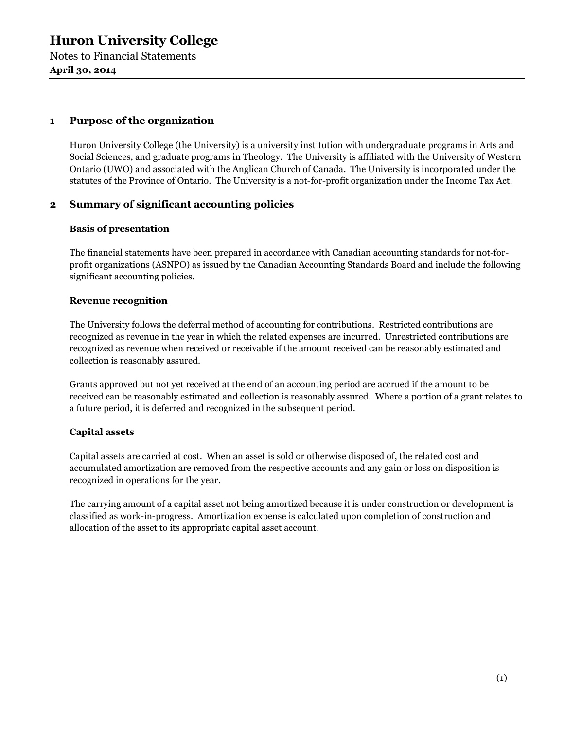## 1 Purpose of the organization

Huron University College (the University) is a university institution with undergraduate programs in Arts and Social Sciences, and graduate programs in Theology. The University is affiliated with the University of Western Ontario (UWO) and associated with the Anglican Church of Canada. The University is incorporated under the statutes of the Province of Ontario. The University is a not-for-profit organization under the Income Tax Act.

## 2 Summary of significant accounting policies

### Basis of presentation

The financial statements have been prepared in accordance with Canadian accounting standards for not-for-profit organizations (ASNPO) as issued by the Canadian Accounting Standards Board and include the following significant accounting policies.

### Revenue recognition

The University follows the deferral method of accounting for contributions. Restricted contributions are recognized as revenue in the year in which the related expenses are incurred. Unrestricted contributions are recognized as revenue when received or receivable if the amount received can be reasonably estimated and collection is reasonably assured.

Grants approved but not yet received at the end of an accounting period are accrued if the amount to be received can be reasonably estimated and collection is reasonably assured. Where a portion of a grant relates to a future period, it is deferred and recognized in the subsequent period.

### Capital assets

Capital assets are carried at cost. When an asset is sold or otherwise disposed of, the related cost and accumulated amortization are removed from the respective accounts and any gain or loss on disposition is recognized in operations for the year.

The carrying amount of a capital asset not being amortized because it is under construction or development is classified as work-in-progress. Amortization expense is calculated upon completion of construction and allocation of the asset to its appropriate capital asset account.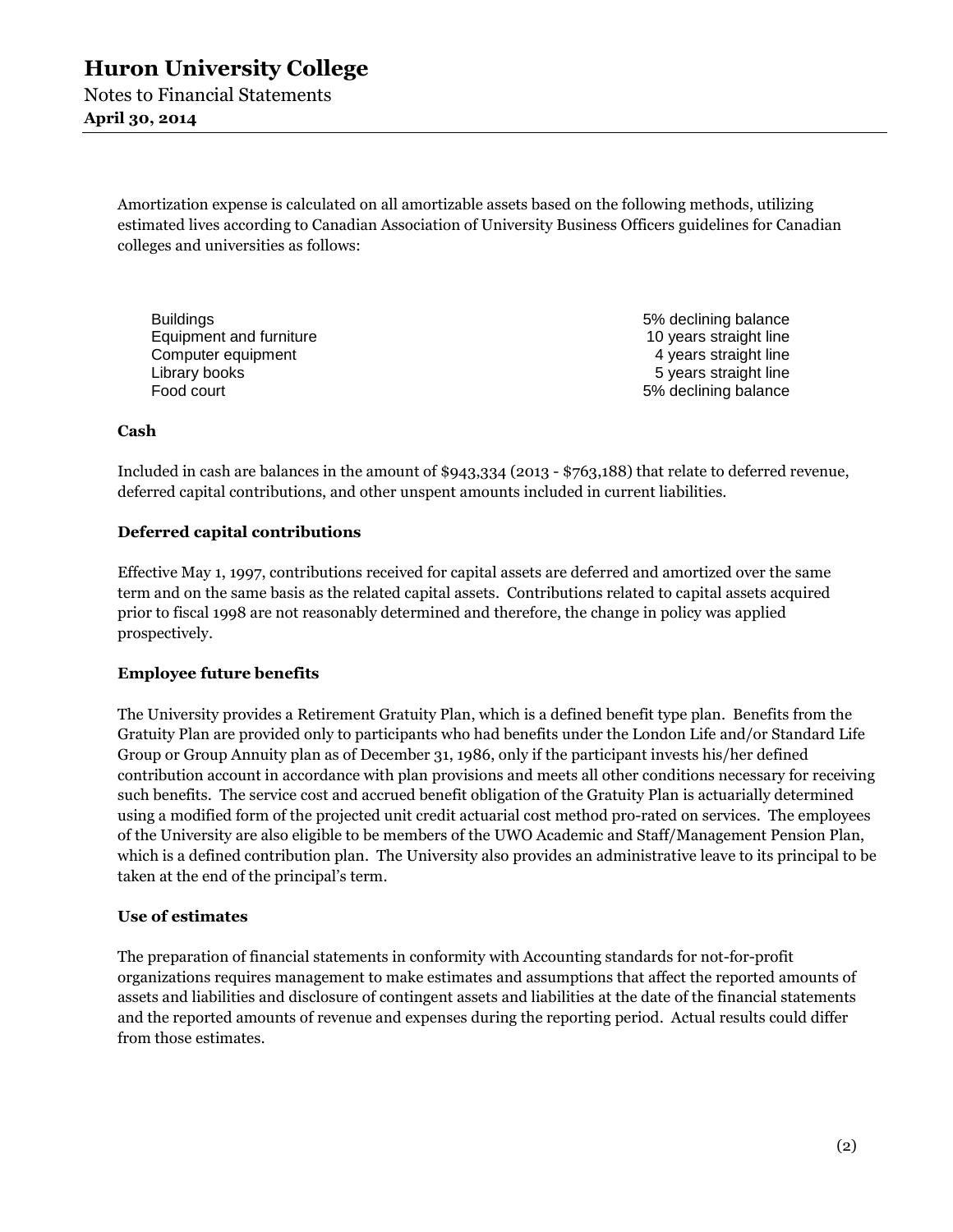Amortization expense is calculated on all amortizable assets based on the following methods, utilizing estimated lives according to Canadian Association of University Business Officers guidelines for Canadian colleges and universities as follows:

| | |
|---|---|
| Buildings | 5% declining balance |
| Equipment and furniture | 10 years straight line |
| Computer equipment | 4 years straight line |
| Library books | 5 years straight line |
| Food court | 5% declining balance |

**Cash**

Included in cash are balances in the amount of $943,334 (2013 - $763,188) that relate to deferred revenue, deferred capital contributions, and other unspent amounts included in current liabilities.

**Deferred capital contributions**

Effective May 1, 1997, contributions received for capital assets are deferred and amortized over the same term and on the same basis as the related capital assets. Contributions related to capital assets acquired prior to fiscal 1998 are not reasonably determined and therefore, the change in policy was applied prospectively.

**Employee future benefits**

The University provides a Retirement Gratuity Plan, which is a defined benefit type plan. Benefits from the Gratuity Plan are provided only to participants who had benefits under the London Life and/or Standard Life Group or Group Annuity plan as of December 31, 1986, only if the participant invests his/her defined contribution account in accordance with plan provisions and meets all other conditions necessary for receiving such benefits. The service cost and accrued benefit obligation of the Gratuity Plan is actuarially determined using a modified form of the projected unit credit actuarial cost method pro-rated on services. The employees of the University are also eligible to be members of the UWO Academic and Staff/Management Pension Plan, which is a defined contribution plan. The University also provides an administrative leave to its principal to be taken at the end of the principal's term.

**Use of estimates**

The preparation of financial statements in conformity with Accounting standards for not-for-profit organizations requires management to make estimates and assumptions that affect the reported amounts of assets and liabilities and disclosure of contingent assets and liabilities at the date of the financial statements and the reported amounts of revenue and expenses during the reporting period. Actual results could differ from those estimates.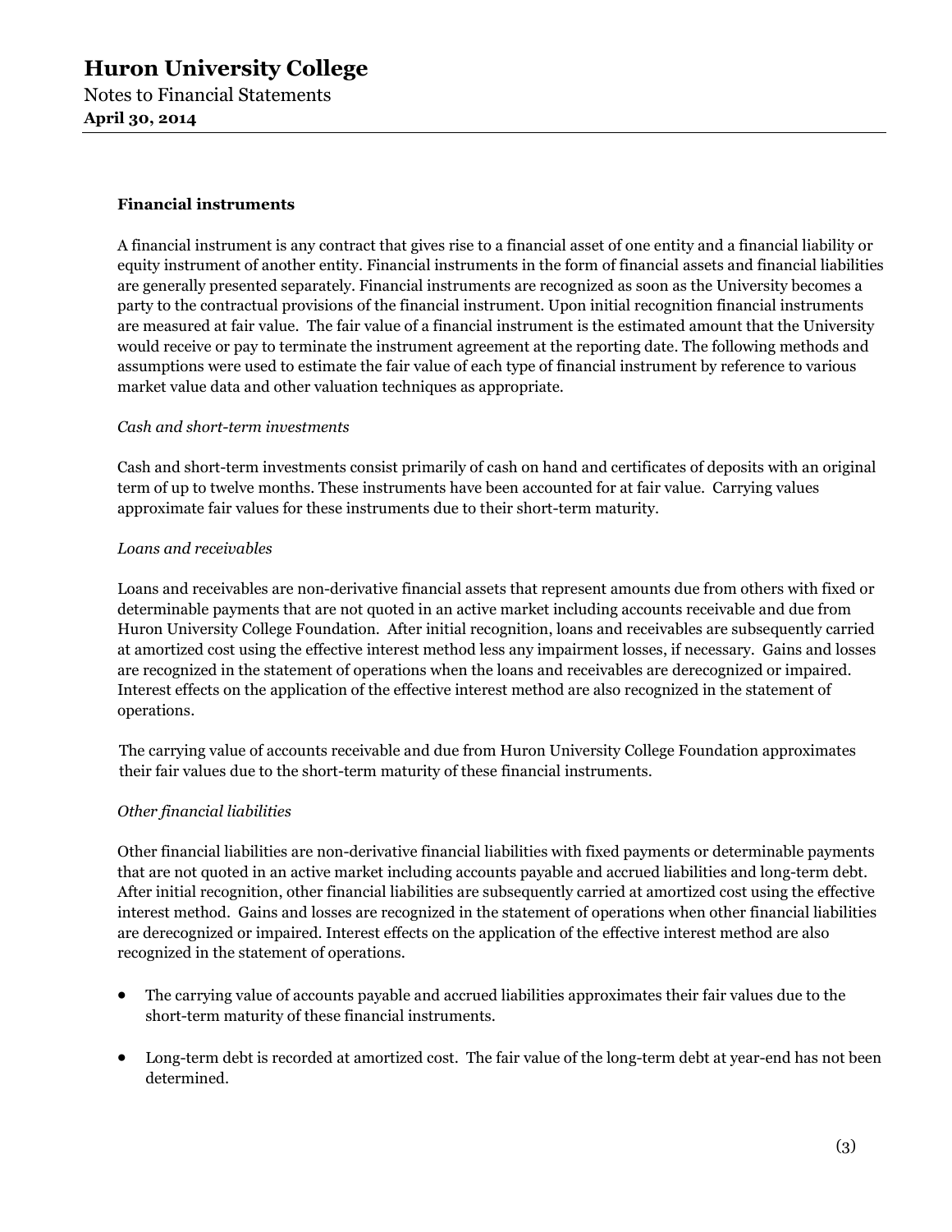### Financial instruments

A financial instrument is any contract that gives rise to a financial asset of one entity and a financial liability or equity instrument of another entity. Financial instruments in the form of financial assets and financial liabilities are generally presented separately. Financial instruments are recognized as soon as the University becomes a party to the contractual provisions of the financial instrument. Upon initial recognition financial instruments are measured at fair value. The fair value of a financial instrument is the estimated amount that the University would receive or pay to terminate the instrument agreement at the reporting date. The following methods and assumptions were used to estimate the fair value of each type of financial instrument by reference to various market value data and other valuation techniques as appropriate.

*Cash and short-term investments*

Cash and short-term investments consist primarily of cash on hand and certificates of deposits with an original term of up to twelve months. These instruments have been accounted for at fair value. Carrying values approximate fair values for these instruments due to their short-term maturity.

*Loans and receivables*

Loans and receivables are non-derivative financial assets that represent amounts due from others with fixed or determinable payments that are not quoted in an active market including accounts receivable and due from Huron University College Foundation. After initial recognition, loans and receivables are subsequently carried at amortized cost using the effective interest method less any impairment losses, if necessary. Gains and losses are recognized in the statement of operations when the loans and receivables are derecognized or impaired. Interest effects on the application of the effective interest method are also recognized in the statement of operations.

The carrying value of accounts receivable and due from Huron University College Foundation approximates their fair values due to the short-term maturity of these financial instruments.

*Other financial liabilities*

Other financial liabilities are non-derivative financial liabilities with fixed payments or determinable payments that are not quoted in an active market including accounts payable and accrued liabilities and long-term debt. After initial recognition, other financial liabilities are subsequently carried at amortized cost using the effective interest method. Gains and losses are recognized in the statement of operations when other financial liabilities are derecognized or impaired. Interest effects on the application of the effective interest method are also recognized in the statement of operations.

- The carrying value of accounts payable and accrued liabilities approximates their fair values due to the short-term maturity of these financial instruments.

- Long-term debt is recorded at amortized cost. The fair value of the long-term debt at year-end has not been determined.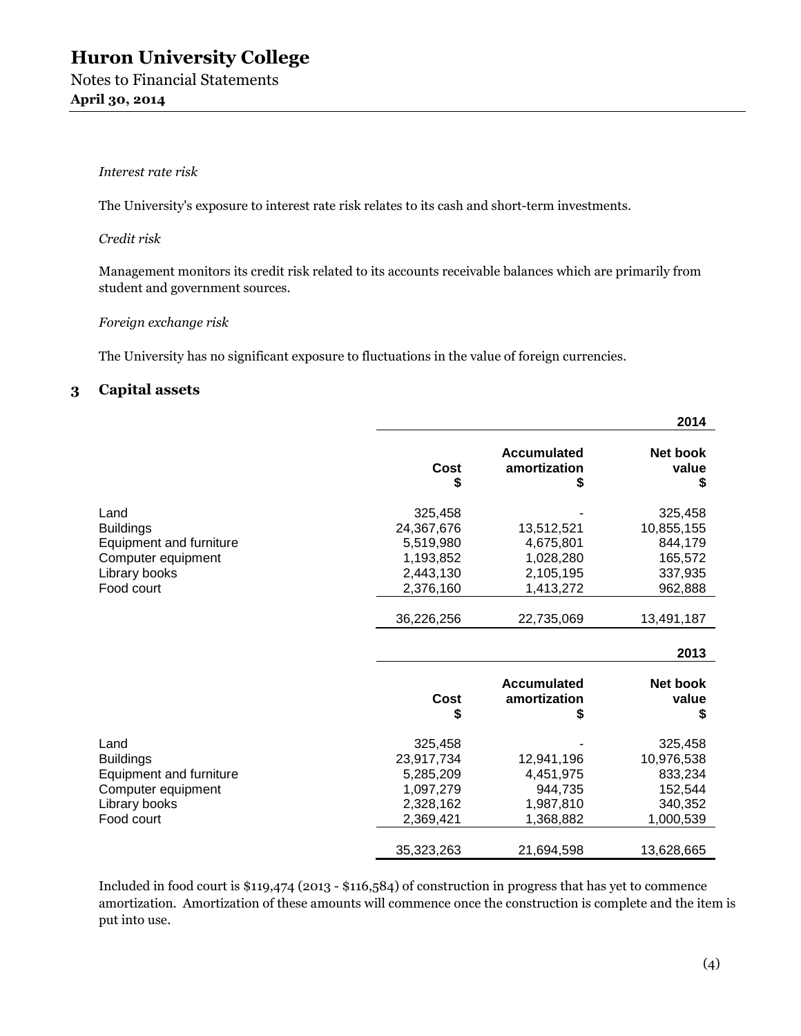*Interest rate risk*

The University's exposure to interest rate risk relates to its cash and short-term investments.

*Credit risk*

Management monitors its credit risk related to its accounts receivable balances which are primarily from student and government sources.

*Foreign exchange risk*

The University has no significant exposure to fluctuations in the value of foreign currencies.

## 3 Capital assets

| | | | 2014 |
|---|---|---|---|
| | **Cost** $ | **Accumulated amortization** $ | **Net book value** $ |
| Land | 325,458 | - | 325,458 |
| Buildings | 24,367,676 | 13,512,521 | 10,855,155 |
| Equipment and furniture | 5,519,980 | 4,675,801 | 844,179 |
| Computer equipment | 1,193,852 | 1,028,280 | 165,572 |
| Library books | 2,443,130 | 2,105,195 | 337,935 |
| Food court | 2,376,160 | 1,413,272 | 962,888 |
| | 36,226,256 | 22,735,069 | 13,491,187 |

| | | | 2013 |
|---|---|---|---|
| | **Cost** $ | **Accumulated amortization** $ | **Net book value** $ |
| Land | 325,458 | - | 325,458 |
| Buildings | 23,917,734 | 12,941,196 | 10,976,538 |
| Equipment and furniture | 5,285,209 | 4,451,975 | 833,234 |
| Computer equipment | 1,097,279 | 944,735 | 152,544 |
| Library books | 2,328,162 | 1,987,810 | 340,352 |
| Food court | 2,369,421 | 1,368,882 | 1,000,539 |
| | 35,323,263 | 21,694,598 | 13,628,665 |

Included in food court is $119,474 (2013 - $116,584) of construction in progress that has yet to commence amortization. Amortization of these amounts will commence once the construction is complete and the item is put into use.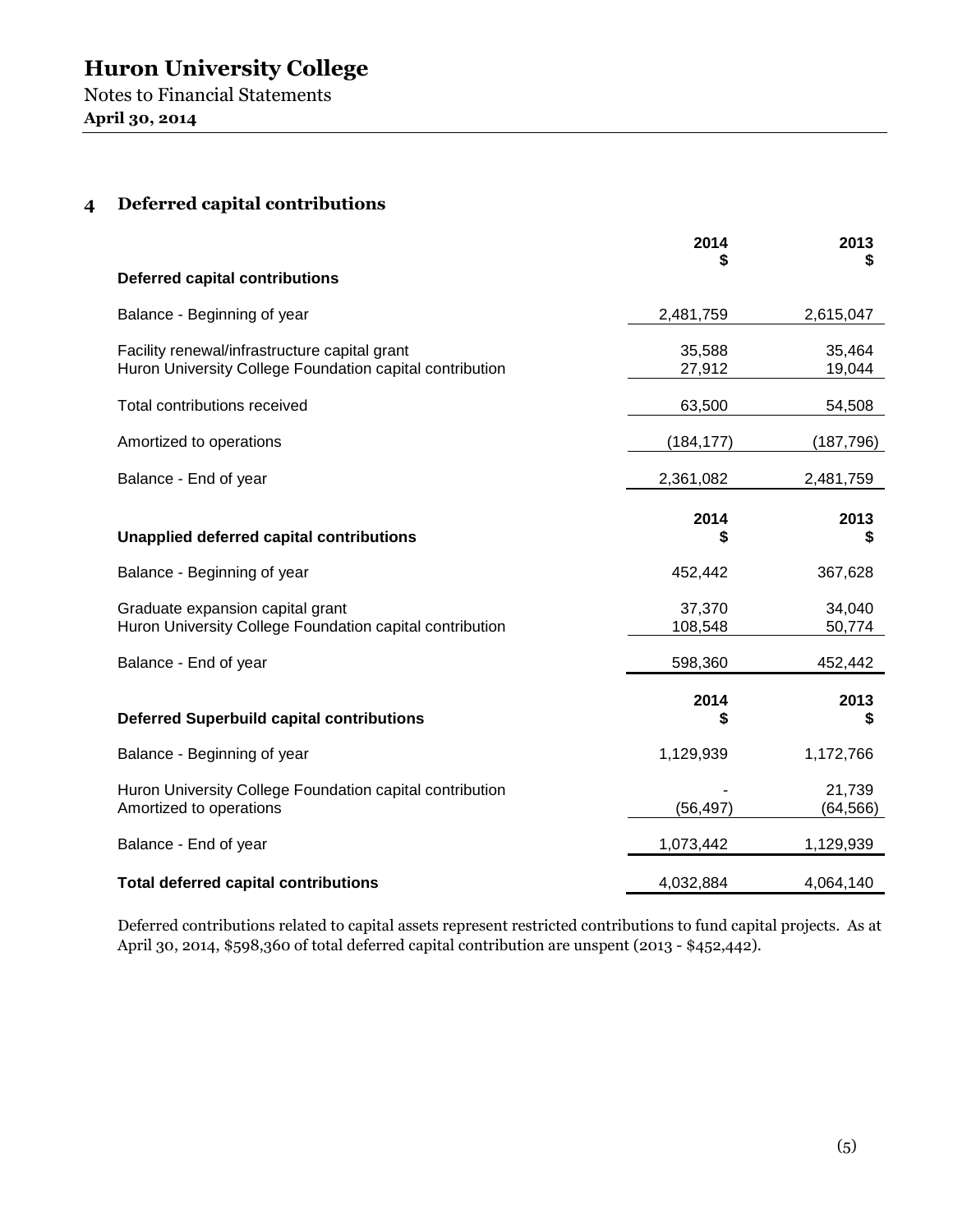# Huron University College

Notes to Financial Statements

**April 30, 2014**

## 4 Deferred capital contributions

| | 2014<br>$ | 2013<br>$ |
|---|---|---|
| **Deferred capital contributions** | | |
| Balance - Beginning of year | 2,481,759 | 2,615,047 |
| Facility renewal/infrastructure capital grant | 35,588 | 35,464 |
| Huron University College Foundation capital contribution | 27,912 | 19,044 |
| Total contributions received | 63,500 | 54,508 |
| Amortized to operations | (184,177) | (187,796) |
| Balance - End of year | 2,361,082 | 2,481,759 |

| | 2014<br>$ | 2013<br>$ |
|---|---|---|
| **Unapplied deferred capital contributions** | | |
| Balance - Beginning of year | 452,442 | 367,628 |
| Graduate expansion capital grant | 37,370 | 34,040 |
| Huron University College Foundation capital contribution | 108,548 | 50,774 |
| Balance - End of year | 598,360 | 452,442 |

| | 2014<br>$ | 2013<br>$ |
|---|---|---|
| **Deferred Superbuild capital contributions** | | |
| Balance - Beginning of year | 1,129,939 | 1,172,766 |
| Huron University College Foundation capital contribution | - | 21,739 |
| Amortized to operations | (56,497) | (64,566) |
| Balance - End of year | 1,073,442 | 1,129,939 |
| **Total deferred capital contributions** | 4,032,884 | 4,064,140 |

Deferred contributions related to capital assets represent restricted contributions to fund capital projects. As at April 30, 2014, $598,360 of total deferred capital contribution are unspent (2013 - $452,442).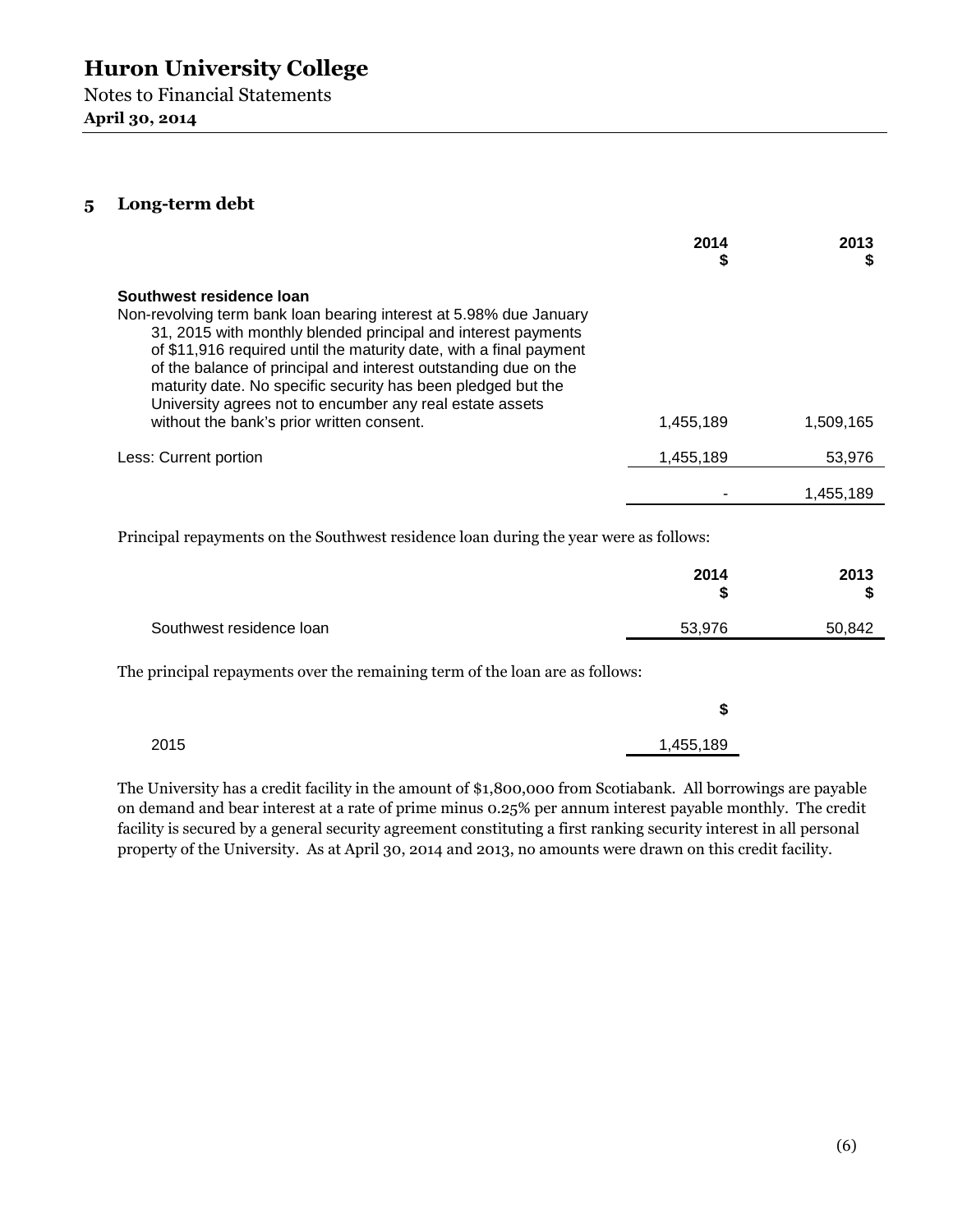# Huron University College

Notes to Financial Statements

**April 30, 2014**

## 5 Long-term debt

| | 2014<br>$ | 2013<br>$ |
|---|---|---|
| **Southwest residence loan**<br>Non-revolving term bank loan bearing interest at 5.98% due January 31, 2015 with monthly blended principal and interest payments of $11,916 required until the maturity date, with a final payment of the balance of principal and interest outstanding due on the maturity date. No specific security has been pledged but the University agrees not to encumber any real estate assets without the bank's prior written consent. | 1,455,189 | 1,509,165 |
| Less: Current portion | 1,455,189 | 53,976 |
| | - | 1,455,189 |

Principal repayments on the Southwest residence loan during the year were as follows:

| | 2014<br>$ | 2013<br>$ |
|---|---|---|
| Southwest residence loan | 53,976 | 50,842 |

The principal repayments over the remaining term of the loan are as follows:

| | $ |
|---|---|
| 2015 | 1,455,189 |

The University has a credit facility in the amount of $1,800,000 from Scotiabank. All borrowings are payable on demand and bear interest at a rate of prime minus 0.25% per annum interest payable monthly. The credit facility is secured by a general security agreement constituting a first ranking security interest in all personal property of the University. As at April 30, 2014 and 2013, no amounts were drawn on this credit facility.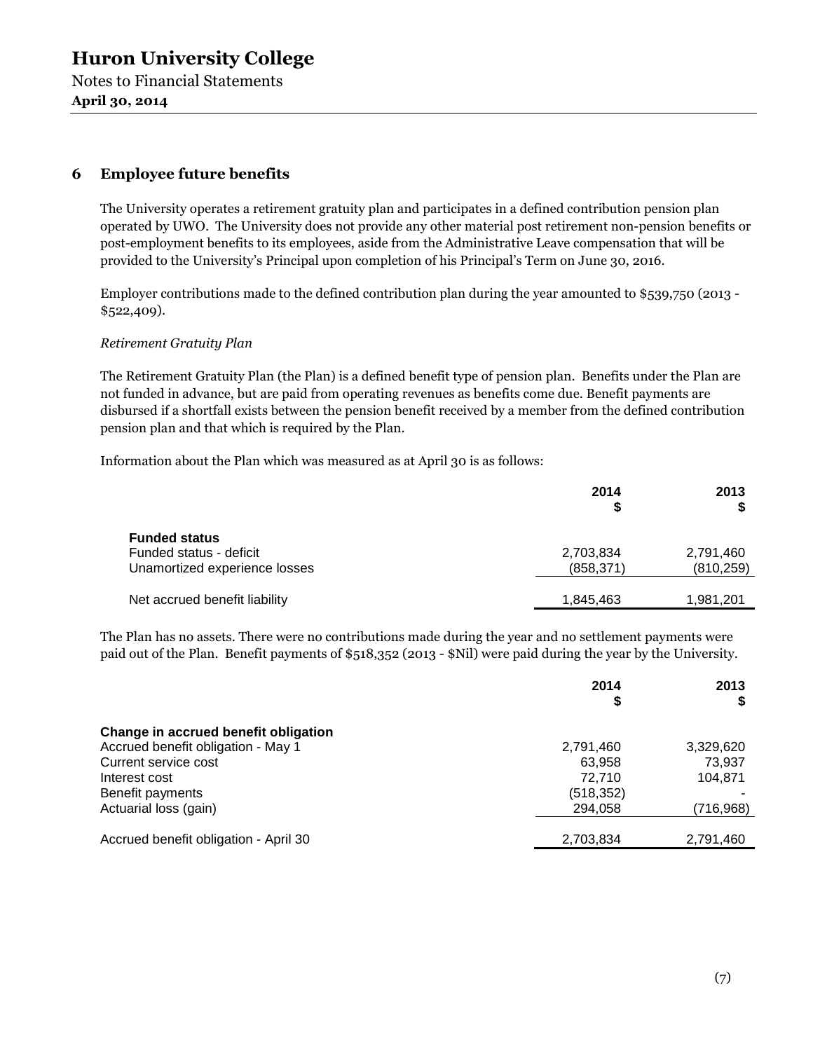## 6 Employee future benefits

The University operates a retirement gratuity plan and participates in a defined contribution pension plan operated by UWO. The University does not provide any other material post retirement non-pension benefits or post-employment benefits to its employees, aside from the Administrative Leave compensation that will be provided to the University's Principal upon completion of his Principal's Term on June 30, 2016.

Employer contributions made to the defined contribution plan during the year amounted to $539,750 (2013 - $522,409).

*Retirement Gratuity Plan*

The Retirement Gratuity Plan (the Plan) is a defined benefit type of pension plan. Benefits under the Plan are not funded in advance, but are paid from operating revenues as benefits come due. Benefit payments are disbursed if a shortfall exists between the pension benefit received by a member from the defined contribution pension plan and that which is required by the Plan.

Information about the Plan which was measured as at April 30 is as follows:

| | 2014 $ | 2013 $ |
|---|---|---|
| **Funded status** | | |
| Funded status - deficit | 2,703,834 | 2,791,460 |
| Unamortized experience losses | (858,371) | (810,259) |
| Net accrued benefit liability | 1,845,463 | 1,981,201 |

The Plan has no assets. There were no contributions made during the year and no settlement payments were paid out of the Plan. Benefit payments of $518,352 (2013 - $Nil) were paid during the year by the University.

| | 2014 $ | 2013 $ |
|---|---|---|
| **Change in accrued benefit obligation** | | |
| Accrued benefit obligation - May 1 | 2,791,460 | 3,329,620 |
| Current service cost | 63,958 | 73,937 |
| Interest cost | 72,710 | 104,871 |
| Benefit payments | (518,352) | - |
| Actuarial loss (gain) | 294,058 | (716,968) |
| Accrued benefit obligation - April 30 | 2,703,834 | 2,791,460 |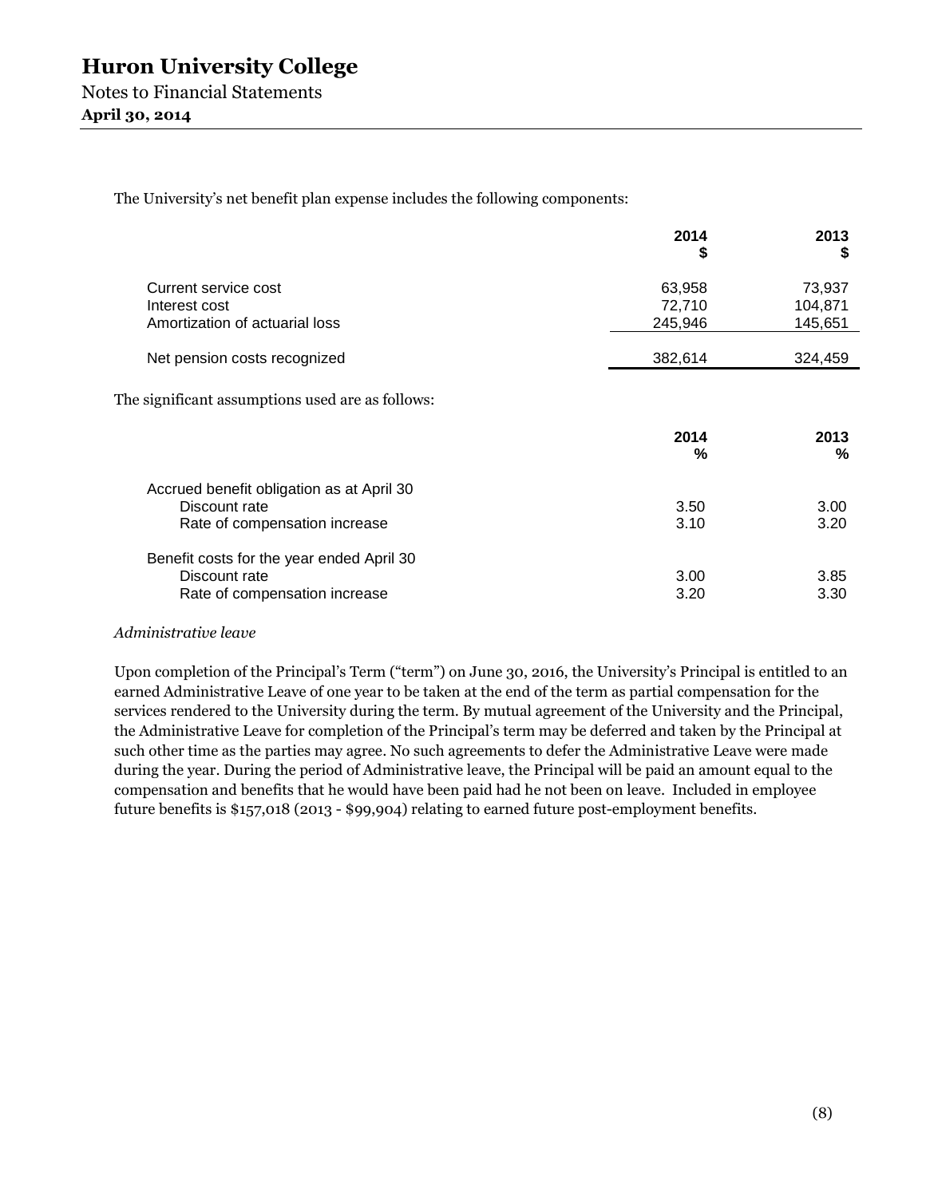The University's net benefit plan expense includes the following components:

| | 2014<br>$ | 2013<br>$ |
|---|---|---|
| Current service cost | 63,958 | 73,937 |
| Interest cost | 72,710 | 104,871 |
| Amortization of actuarial loss | 245,946 | 145,651 |
| Net pension costs recognized | 382,614 | 324,459 |

The significant assumptions used are as follows:

| | 2014<br>% | 2013<br>% |
|---|---|---|
| Accrued benefit obligation as at April 30 | | |
| Discount rate | 3.50 | 3.00 |
| Rate of compensation increase | 3.10 | 3.20 |
| Benefit costs for the year ended April 30 | | |
| Discount rate | 3.00 | 3.85 |
| Rate of compensation increase | 3.20 | 3.30 |

*Administrative leave*

Upon completion of the Principal's Term ("term") on June 30, 2016, the University's Principal is entitled to an earned Administrative Leave of one year to be taken at the end of the term as partial compensation for the services rendered to the University during the term. By mutual agreement of the University and the Principal, the Administrative Leave for completion of the Principal's term may be deferred and taken by the Principal at such other time as the parties may agree. No such agreements to defer the Administrative Leave were made during the year. During the period of Administrative leave, the Principal will be paid an amount equal to the compensation and benefits that he would have been paid had he not been on leave. Included in employee future benefits is $157,018 (2013 - $99,904) relating to earned future post-employment benefits.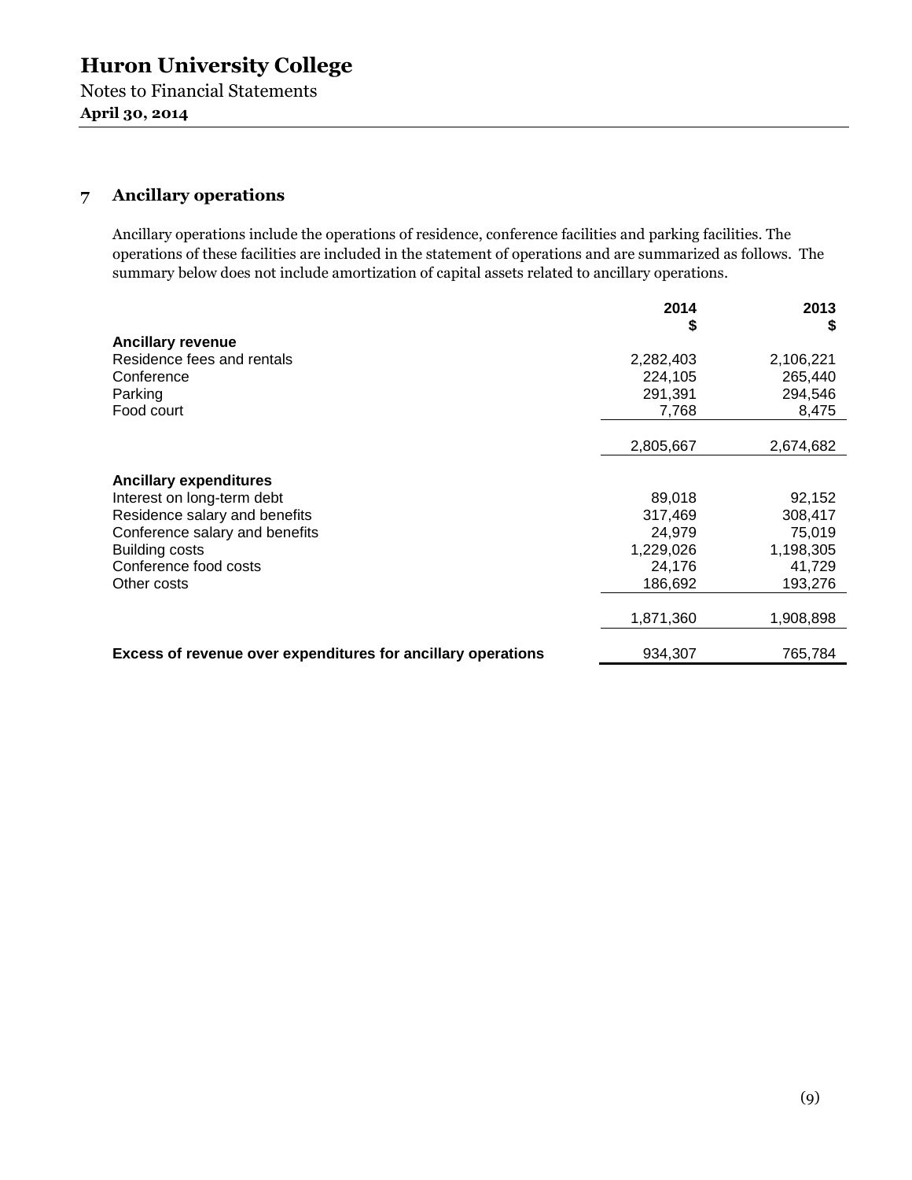# Huron University College

Notes to Financial Statements

**April 30, 2014**

## 7 Ancillary operations

Ancillary operations include the operations of residence, conference facilities and parking facilities. The operations of these facilities are included in the statement of operations and are summarized as follows. The summary below does not include amortization of capital assets related to ancillary operations.

| | 2014 $ | 2013 $ |
|---|---|---|
| **Ancillary revenue** | | |
| Residence fees and rentals | 2,282,403 | 2,106,221 |
| Conference | 224,105 | 265,440 |
| Parking | 291,391 | 294,546 |
| Food court | 7,768 | 8,475 |
| | 2,805,667 | 2,674,682 |
| **Ancillary expenditures** | | |
| Interest on long-term debt | 89,018 | 92,152 |
| Residence salary and benefits | 317,469 | 308,417 |
| Conference salary and benefits | 24,979 | 75,019 |
| Building costs | 1,229,026 | 1,198,305 |
| Conference food costs | 24,176 | 41,729 |
| Other costs | 186,692 | 193,276 |
| | 1,871,360 | 1,908,898 |
| **Excess of revenue over expenditures for ancillary operations** | 934,307 | 765,784 |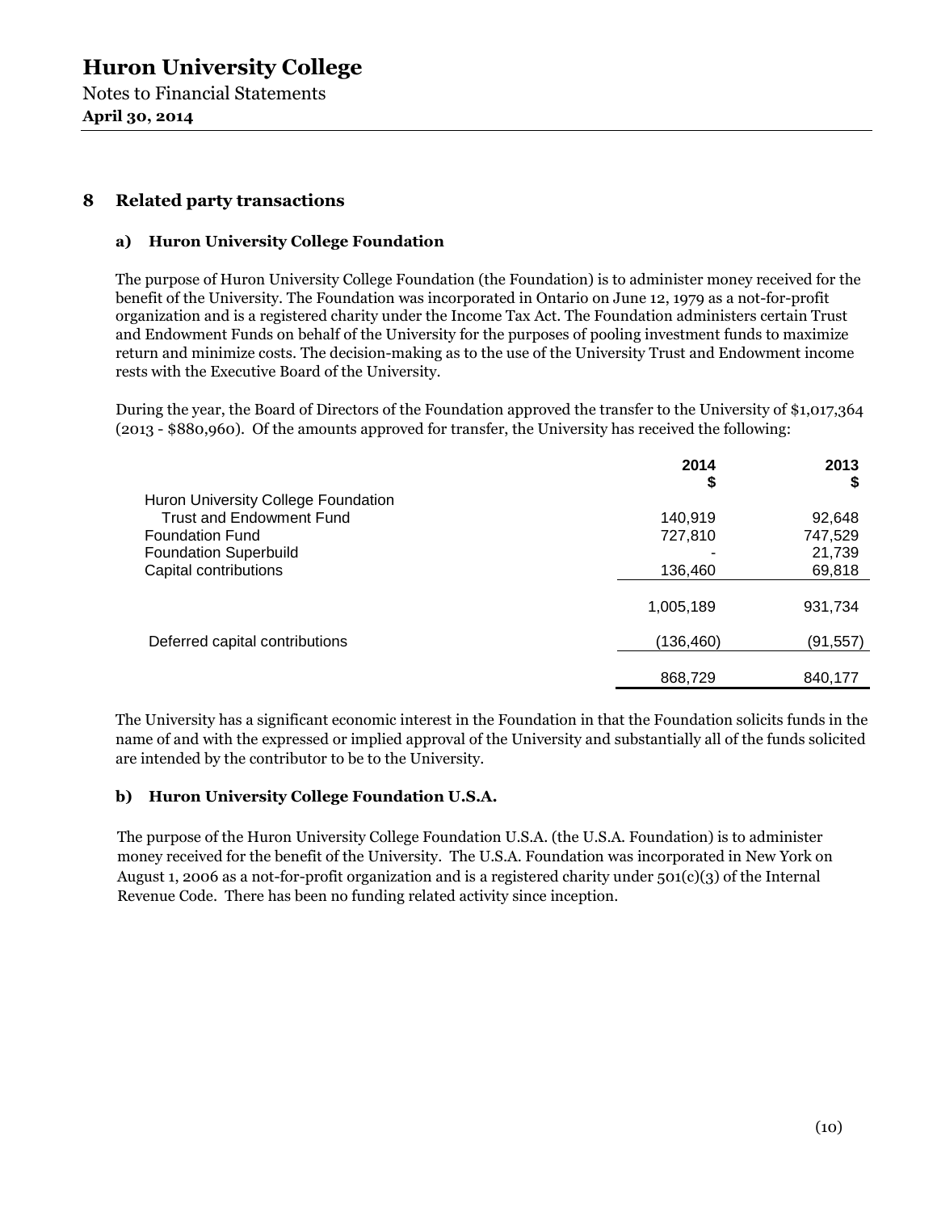# Huron University College

Notes to Financial Statements

**April 30, 2014**

## 8 Related party transactions

### a) Huron University College Foundation

The purpose of Huron University College Foundation (the Foundation) is to administer money received for the benefit of the University. The Foundation was incorporated in Ontario on June 12, 1979 as a not-for-profit organization and is a registered charity under the Income Tax Act. The Foundation administers certain Trust and Endowment Funds on behalf of the University for the purposes of pooling investment funds to maximize return and minimize costs. The decision-making as to the use of the University Trust and Endowment income rests with the Executive Board of the University.

During the year, the Board of Directors of the Foundation approved the transfer to the University of $1,017,364 (2013 - $880,960). Of the amounts approved for transfer, the University has received the following:

| | 2014 $ | 2013 $ |
|---|---|---|
| Huron University College Foundation | | |
| Trust and Endowment Fund | 140,919 | 92,648 |
| Foundation Fund | 727,810 | 747,529 |
| Foundation Superbuild | - | 21,739 |
| Capital contributions | 136,460 | 69,818 |
| | 1,005,189 | 931,734 |
| Deferred capital contributions | (136,460) | (91,557) |
| | 868,729 | 840,177 |

The University has a significant economic interest in the Foundation in that the Foundation solicits funds in the name of and with the expressed or implied approval of the University and substantially all of the funds solicited are intended by the contributor to be to the University.

### b) Huron University College Foundation U.S.A.

The purpose of the Huron University College Foundation U.S.A. (the U.S.A. Foundation) is to administer money received for the benefit of the University. The U.S.A. Foundation was incorporated in New York on August 1, 2006 as a not-for-profit organization and is a registered charity under 501(c)(3) of the Internal Revenue Code. There has been no funding related activity since inception.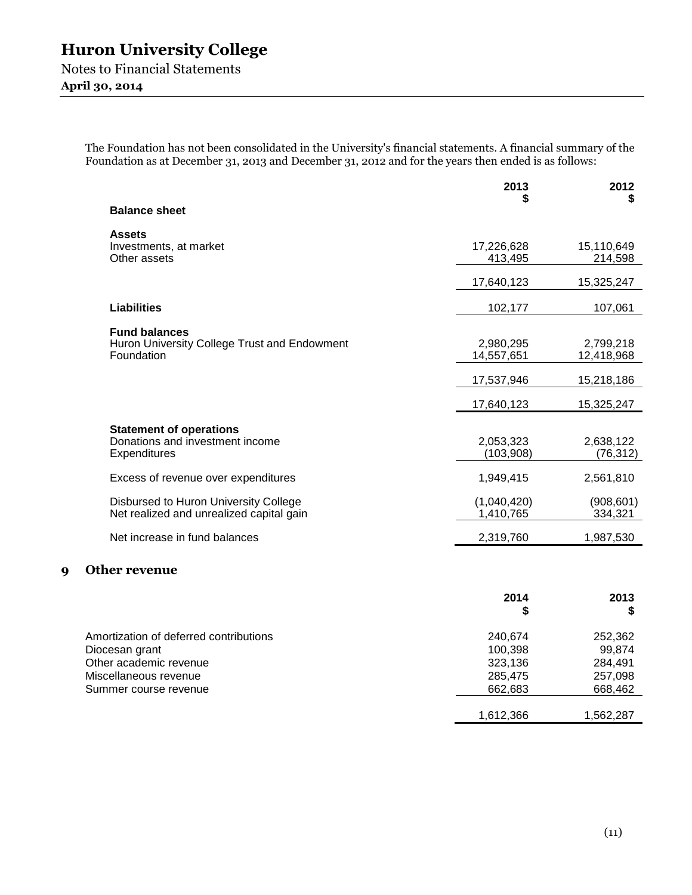The Foundation has not been consolidated in the University's financial statements. A financial summary of the Foundation as at December 31, 2013 and December 31, 2012 and for the years then ended is as follows:

| | 2013<br>$ | 2012<br>$ |
|---|---|---|
| **Balance sheet** | | |
| **Assets** | | |
| Investments, at market | 17,226,628 | 15,110,649 |
| Other assets | 413,495 | 214,598 |
| | 17,640,123 | 15,325,247 |
| **Liabilities** | 102,177 | 107,061 |
| **Fund balances** | | |
| Huron University College Trust and Endowment | 2,980,295 | 2,799,218 |
| Foundation | 14,557,651 | 12,418,968 |
| | 17,537,946 | 15,218,186 |
| | 17,640,123 | 15,325,247 |
| **Statement of operations** | | |
| Donations and investment income | 2,053,323 | 2,638,122 |
| Expenditures | (103,908) | (76,312) |
| Excess of revenue over expenditures | 1,949,415 | 2,561,810 |
| Disbursed to Huron University College | (1,040,420) | (908,601) |
| Net realized and unrealized capital gain | 1,410,765 | 334,321 |
| Net increase in fund balances | 2,319,760 | 1,987,530 |

## 9 Other revenue

| | 2014<br>$ | 2013<br>$ |
|---|---|---|
| Amortization of deferred contributions | 240,674 | 252,362 |
| Diocesan grant | 100,398 | 99,874 |
| Other academic revenue | 323,136 | 284,491 |
| Miscellaneous revenue | 285,475 | 257,098 |
| Summer course revenue | 662,683 | 668,462 |
| | 1,612,366 | 1,562,287 |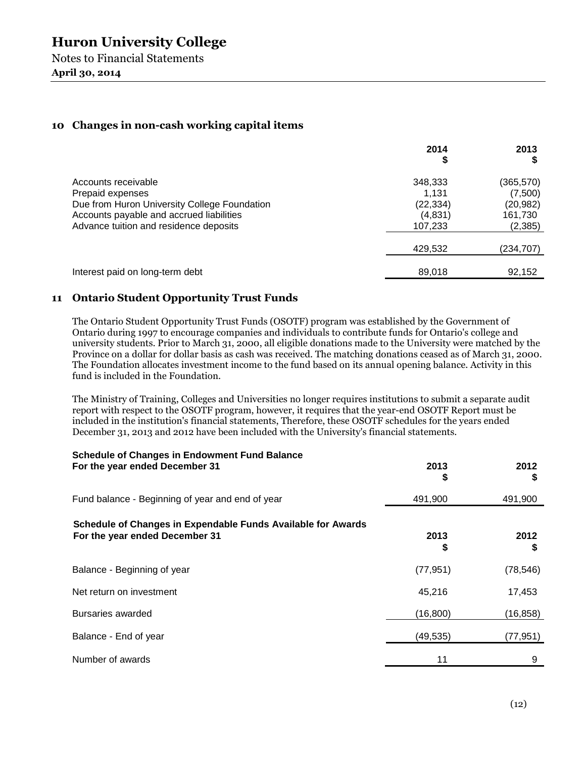# Huron University College

Notes to Financial Statements

**April 30, 2014**

## 10 Changes in non-cash working capital items

| | 2014<br>$ | 2013<br>$ |
|---|---|---|
| Accounts receivable | 348,333 | (365,570) |
| Prepaid expenses | 1,131 | (7,500) |
| Due from Huron University College Foundation | (22,334) | (20,982) |
| Accounts payable and accrued liabilities | (4,831) | 161,730 |
| Advance tuition and residence deposits | 107,233 | (2,385) |
| | 429,532 | (234,707) |
| Interest paid on long-term debt | 89,018 | 92,152 |

## 11 Ontario Student Opportunity Trust Funds

The Ontario Student Opportunity Trust Funds (OSOTF) program was established by the Government of Ontario during 1997 to encourage companies and individuals to contribute funds for Ontario's college and university students. Prior to March 31, 2000, all eligible donations made to the University were matched by the Province on a dollar for dollar basis as cash was received. The matching donations ceased as of March 31, 2000. The Foundation allocates investment income to the fund based on its annual opening balance. Activity in this fund is included in the Foundation.

The Ministry of Training, Colleges and Universities no longer requires institutions to submit a separate audit report with respect to the OSOTF program, however, it requires that the year-end OSOTF Report must be included in the institution's financial statements, Therefore, these OSOTF schedules for the years ended December 31, 2013 and 2012 have been included with the University's financial statements.

**Schedule of Changes in Endowment Fund Balance**
**For the year ended December 31**

| | 2013<br>$ | 2012<br>$ |
|---|---|---|
| Fund balance - Beginning of year and end of year | 491,900 | 491,900 |

**Schedule of Changes in Expendable Funds Available for Awards**
**For the year ended December 31**

| | 2013<br>$ | 2012<br>$ |
|---|---|---|
| Balance - Beginning of year | (77,951) | (78,546) |
| Net return on investment | 45,216 | 17,453 |
| Bursaries awarded | (16,800) | (16,858) |
| Balance - End of year | (49,535) | (77,951) |
| Number of awards | 11 | 9 |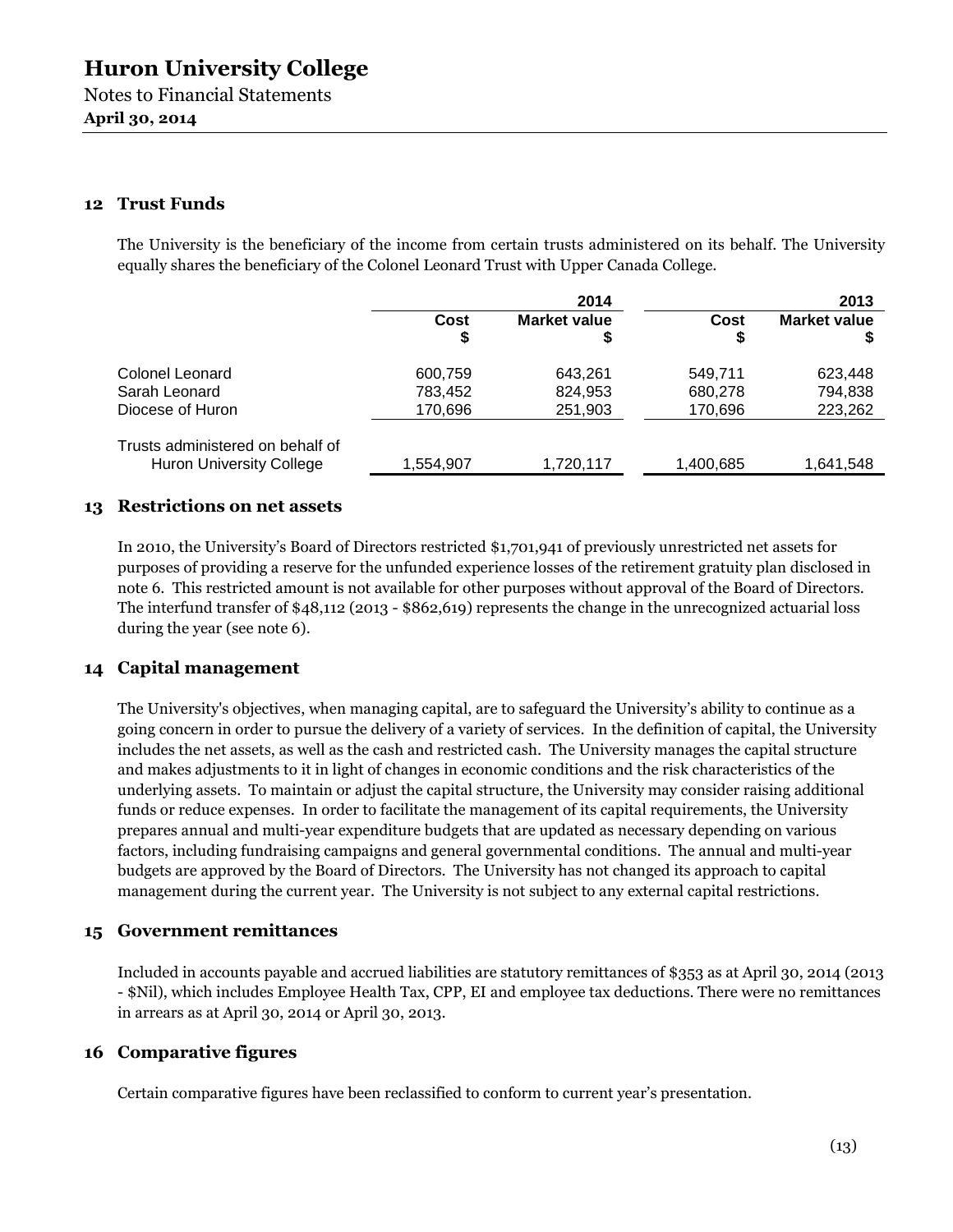# Huron University College

Notes to Financial Statements

**April 30, 2014**

## 12 Trust Funds

The University is the beneficiary of the income from certain trusts administered on its behalf. The University equally shares the beneficiary of the Colonel Leonard Trust with Upper Canada College.

| | 2014 | | 2013 | |
|---|---|---|---|---|
| | Cost<br>$ | Market value<br>$ | Cost<br>$ | Market value<br>$ |
| Colonel Leonard | 600,759 | 643,261 | 549,711 | 623,448 |
| Sarah Leonard | 783,452 | 824,953 | 680,278 | 794,838 |
| Diocese of Huron | 170,696 | 251,903 | 170,696 | 223,262 |
| Trusts administered on behalf of Huron University College | 1,554,907 | 1,720,117 | 1,400,685 | 1,641,548 |

## 13 Restrictions on net assets

In 2010, the University's Board of Directors restricted $1,701,941 of previously unrestricted net assets for purposes of providing a reserve for the unfunded experience losses of the retirement gratuity plan disclosed in note 6. This restricted amount is not available for other purposes without approval of the Board of Directors. The interfund transfer of $48,112 (2013 - $862,619) represents the change in the unrecognized actuarial loss during the year (see note 6).

## 14 Capital management

The University's objectives, when managing capital, are to safeguard the University's ability to continue as a going concern in order to pursue the delivery of a variety of services. In the definition of capital, the University includes the net assets, as well as the cash and restricted cash. The University manages the capital structure and makes adjustments to it in light of changes in economic conditions and the risk characteristics of the underlying assets. To maintain or adjust the capital structure, the University may consider raising additional funds or reduce expenses. In order to facilitate the management of its capital requirements, the University prepares annual and multi-year expenditure budgets that are updated as necessary depending on various factors, including fundraising campaigns and general governmental conditions. The annual and multi-year budgets are approved by the Board of Directors. The University has not changed its approach to capital management during the current year. The University is not subject to any external capital restrictions.

## 15 Government remittances

Included in accounts payable and accrued liabilities are statutory remittances of $353 as at April 30, 2014 (2013 - $Nil), which includes Employee Health Tax, CPP, EI and employee tax deductions. There were no remittances in arrears as at April 30, 2014 or April 30, 2013.

## 16 Comparative figures

Certain comparative figures have been reclassified to conform to current year's presentation.